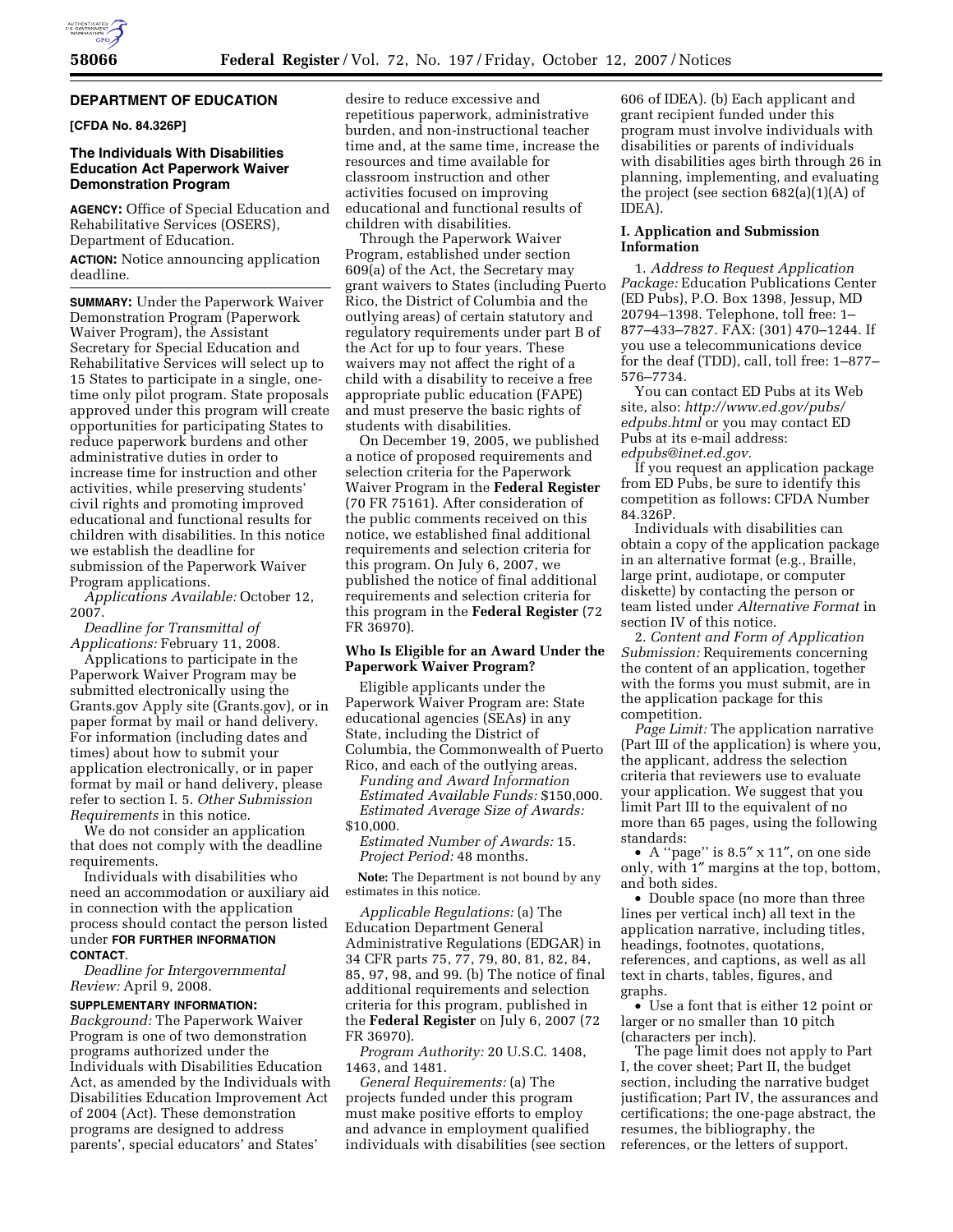## DEPARTMENT OF EDUCATION

**[CFDA No. 84.326P]**

### The Individuals With Disabilities Education Act Paperwork Waiver Demonstration Program

**AGENCY:** Office of Special Education and Rehabilitative Services (OSERS), Department of Education.

**ACTION:** Notice announcing application deadline.

**SUMMARY:** Under the Paperwork Waiver Demonstration Program (Paperwork Waiver Program), the Assistant Secretary for Special Education and Rehabilitative Services will select up to 15 States to participate in a single, one-time only pilot program. State proposals approved under this program will create opportunities for participating States to reduce paperwork burdens and other administrative duties in order to increase time for instruction and other activities, while preserving students' civil rights and promoting improved educational and functional results for children with disabilities. In this notice we establish the deadline for submission of the Paperwork Waiver Program applications.

*Applications Available:* October 12, 2007.

*Deadline for Transmittal of Applications:* February 11, 2008.

Applications to participate in the Paperwork Waiver Program may be submitted electronically using the Grants.gov Apply site (Grants.gov), or in paper format by mail or hand delivery. For information (including dates and times) about how to submit your application electronically, or in paper format by mail or hand delivery, please refer to section I. 5. *Other Submission Requirements* in this notice.

We do not consider an application that does not comply with the deadline requirements.

Individuals with disabilities who need an accommodation or auxiliary aid in connection with the application process should contact the person listed under **FOR FURTHER INFORMATION CONTACT**.

*Deadline for Intergovernmental Review:* April 9, 2008.

**SUPPLEMENTARY INFORMATION:**

*Background:* The Paperwork Waiver Program is one of two demonstration programs authorized under the Individuals with Disabilities Education Act, as amended by the Individuals with Disabilities Education Improvement Act of 2004 (Act). These demonstration programs are designed to address parents', special educators' and States' desire to reduce excessive and repetitious paperwork, administrative burden, and non-instructional teacher time and, at the same time, increase the resources and time available for classroom instruction and other activities focused on improving educational and functional results of children with disabilities.

Through the Paperwork Waiver Program, established under section 609(a) of the Act, the Secretary may grant waivers to States (including Puerto Rico, the District of Columbia and the outlying areas) of certain statutory and regulatory requirements under part B of the Act for up to four years. These waivers may not affect the right of a child with a disability to receive a free appropriate public education (FAPE) and must preserve the basic rights of students with disabilities.

On December 19, 2005, we published a notice of proposed requirements and selection criteria for the Paperwork Waiver Program in the **Federal Register** (70 FR 75161). After consideration of the public comments received on this notice, we established final additional requirements and selection criteria for this program. On July 6, 2007, we published the notice of final additional requirements and selection criteria for this program in the **Federal Register** (72 FR 36970).

### Who Is Eligible for an Award Under the Paperwork Waiver Program?

Eligible applicants under the Paperwork Waiver Program are: State educational agencies (SEAs) in any State, including the District of Columbia, the Commonwealth of Puerto Rico, and each of the outlying areas.

*Funding and Award Information*

*Estimated Available Funds:* $150,000.

*Estimated Average Size of Awards:* $10,000.

*Estimated Number of Awards:* 15.

*Project Period:* 48 months.

**Note:** The Department is not bound by any estimates in this notice.

*Applicable Regulations:* (a) The Education Department General Administrative Regulations (EDGAR) in 34 CFR parts 75, 77, 79, 80, 81, 82, 84, 85, 97, 98, and 99. (b) The notice of final additional requirements and selection criteria for this program, published in the **Federal Register** on July 6, 2007 (72 FR 36970).

*Program Authority:* 20 U.S.C. 1408, 1463, and 1481.

*General Requirements:* (a) The projects funded under this program must make positive efforts to employ and advance in employment qualified individuals with disabilities (see section 606 of IDEA). (b) Each applicant and grant recipient funded under this program must involve individuals with disabilities or parents of individuals with disabilities ages birth through 26 in planning, implementing, and evaluating the project (see section 682(a)(1)(A) of IDEA).

### I. Application and Submission Information

1. *Address to Request Application Package:* Education Publications Center (ED Pubs), P.O. Box 1398, Jessup, MD 20794–1398. Telephone, toll free: 1–877–433–7827. FAX: (301) 470–1244. If you use a telecommunications device for the deaf (TDD), call, toll free: 1–877–576–7734.

You can contact ED Pubs at its Web site, also: *http://www.ed.gov/pubs/edpubs.html* or you may contact ED Pubs at its e-mail address: *edpubs@inet.ed.gov.*

If you request an application package from ED Pubs, be sure to identify this competition as follows: CFDA Number 84.326P.

Individuals with disabilities can obtain a copy of the application package in an alternative format (e.g., Braille, large print, audiotape, or computer diskette) by contacting the person or team listed under *Alternative Format* in section IV of this notice.

2. *Content and Form of Application Submission:* Requirements concerning the content of an application, together with the forms you must submit, are in the application package for this competition.

*Page Limit:* The application narrative (Part III of the application) is where you, the applicant, address the selection criteria that reviewers use to evaluate your application. We suggest that you limit Part III to the equivalent of no more than 65 pages, using the following standards:

- A ''page'' is 8.5″ x 11″, on one side only, with 1″ margins at the top, bottom, and both sides.
- Double space (no more than three lines per vertical inch) all text in the application narrative, including titles, headings, footnotes, quotations, references, and captions, as well as all text in charts, tables, figures, and graphs.
- Use a font that is either 12 point or larger or no smaller than 10 pitch (characters per inch).

The page limit does not apply to Part I, the cover sheet; Part II, the budget section, including the narrative budget justification; Part IV, the assurances and certifications; the one-page abstract, the resumes, the bibliography, the references, or the letters of support.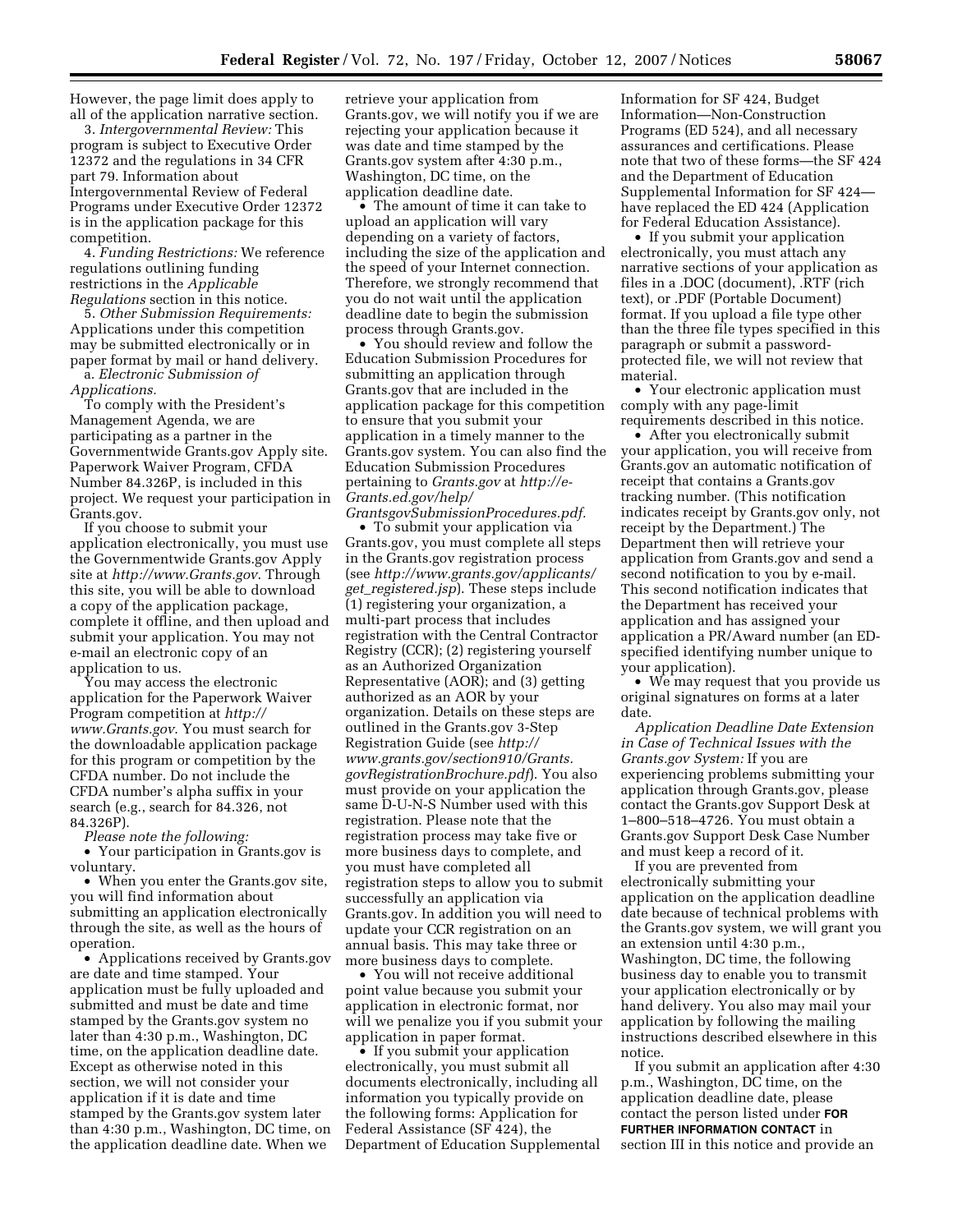However, the page limit does apply to all of the application narrative section.

3. *Intergovernmental Review:* This program is subject to Executive Order 12372 and the regulations in 34 CFR part 79. Information about Intergovernmental Review of Federal Programs under Executive Order 12372 is in the application package for this competition.

4. *Funding Restrictions:* We reference regulations outlining funding restrictions in the *Applicable Regulations* section in this notice.

5. *Other Submission Requirements:* Applications under this competition may be submitted electronically or in paper format by mail or hand delivery.

a. *Electronic Submission of Applications.*

To comply with the President's Management Agenda, we are participating as a partner in the Governmentwide Grants.gov Apply site. Paperwork Waiver Program, CFDA Number 84.326P, is included in this project. We request your participation in Grants.gov.

If you choose to submit your application electronically, you must use the Governmentwide Grants.gov Apply site at *http://www.Grants.gov*. Through this site, you will be able to download a copy of the application package, complete it offline, and then upload and submit your application. You may not e-mail an electronic copy of an application to us.

You may access the electronic application for the Paperwork Waiver Program competition at *http://www.Grants.gov.* You must search for the downloadable application package for this program or competition by the CFDA number. Do not include the CFDA number's alpha suffix in your search (e.g., search for 84.326, not 84.326P).

*Please note the following:*

- Your participation in Grants.gov is voluntary.
- When you enter the Grants.gov site, you will find information about submitting an application electronically through the site, as well as the hours of operation.
- Applications received by Grants.gov are date and time stamped. Your application must be fully uploaded and submitted and must be date and time stamped by the Grants.gov system no later than 4:30 p.m., Washington, DC time, on the application deadline date. Except as otherwise noted in this section, we will not consider your application if it is date and time stamped by the Grants.gov system later than 4:30 p.m., Washington, DC time, on the application deadline date. When we retrieve your application from Grants.gov, we will notify you if we are rejecting your application because it was date and time stamped by the Grants.gov system after 4:30 p.m., Washington, DC time, on the application deadline date.
- The amount of time it can take to upload an application will vary depending on a variety of factors, including the size of the application and the speed of your Internet connection. Therefore, we strongly recommend that you do not wait until the application deadline date to begin the submission process through Grants.gov.
- You should review and follow the Education Submission Procedures for submitting an application through Grants.gov that are included in the application package for this competition to ensure that you submit your application in a timely manner to the Grants.gov system. You can also find the Education Submission Procedures pertaining to *Grants.gov* at *http://e-Grants.ed.gov/help/GrantsgovSubmissionProcedures.pdf.*
- To submit your application via Grants.gov, you must complete all steps in the Grants.gov registration process (see *http://www.grants.gov/applicants/get_registered.jsp*). These steps include (1) registering your organization, a multi-part process that includes registration with the Central Contractor Registry (CCR); (2) registering yourself as an Authorized Organization Representative (AOR); and (3) getting authorized as an AOR by your organization. Details on these steps are outlined in the Grants.gov 3-Step Registration Guide (see *http://www.grants.gov/section910/Grants.govRegistrationBrochure.pdf*). You also must provide on your application the same D-U-N-S Number used with this registration. Please note that the registration process may take five or more business days to complete, and you must have completed all registration steps to allow you to submit successfully an application via Grants.gov. In addition you will need to update your CCR registration on an annual basis. This may take three or more business days to complete.
- You will not receive additional point value because you submit your application in electronic format, nor will we penalize you if you submit your application in paper format.
- If you submit your application electronically, you must submit all documents electronically, including all information you typically provide on the following forms: Application for Federal Assistance (SF 424), the Department of Education Supplemental Information for SF 424, Budget Information—Non-Construction Programs (ED 524), and all necessary assurances and certifications. Please note that two of these forms—the SF 424 and the Department of Education Supplemental Information for SF 424—have replaced the ED 424 (Application for Federal Education Assistance).
- If you submit your application electronically, you must attach any narrative sections of your application as files in a .DOC (document), .RTF (rich text), or .PDF (Portable Document) format. If you upload a file type other than the three file types specified in this paragraph or submit a password-protected file, we will not review that material.
- Your electronic application must comply with any page-limit requirements described in this notice.
- After you electronically submit your application, you will receive from Grants.gov an automatic notification of receipt that contains a Grants.gov tracking number. (This notification indicates receipt by Grants.gov only, not receipt by the Department.) The Department then will retrieve your application from Grants.gov and send a second notification to you by e-mail. This second notification indicates that the Department has received your application and has assigned your application a PR/Award number (an ED-specified identifying number unique to your application).
- We may request that you provide us original signatures on forms at a later date.

*Application Deadline Date Extension in Case of Technical Issues with the Grants.gov System:* If you are experiencing problems submitting your application through Grants.gov, please contact the Grants.gov Support Desk at 1–800–518–4726. You must obtain a Grants.gov Support Desk Case Number and must keep a record of it.

If you are prevented from electronically submitting your application on the application deadline date because of technical problems with the Grants.gov system, we will grant you an extension until 4:30 p.m., Washington, DC time, the following business day to enable you to transmit your application electronically or by hand delivery. You also may mail your application by following the mailing instructions described elsewhere in this notice.

If you submit an application after 4:30 p.m., Washington, DC time, on the application deadline date, please contact the person listed under **FOR FURTHER INFORMATION CONTACT** in section III in this notice and provide an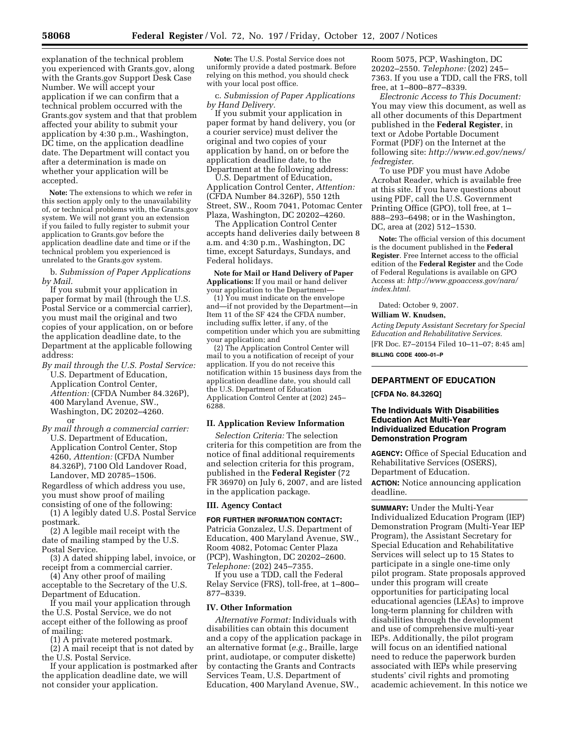explanation of the technical problem you experienced with Grants.gov, along with the Grants.gov Support Desk Case Number. We will accept your application if we can confirm that a technical problem occurred with the Grants.gov system and that that problem affected your ability to submit your application by 4:30 p.m., Washington, DC time, on the application deadline date. The Department will contact you after a determination is made on whether your application will be accepted.

**Note:** The extensions to which we refer in this section apply only to the unavailability of, or technical problems with, the Grants.gov system. We will not grant you an extension if you failed to fully register to submit your application to Grants.gov before the application deadline date and time or if the technical problem you experienced is unrelated to the Grants.gov system.

b. *Submission of Paper Applications by Mail.*

If you submit your application in paper format by mail (through the U.S. Postal Service or a commercial carrier), you must mail the original and two copies of your application, on or before the application deadline date, to the Department at the applicable following address:

*By mail through the U.S. Postal Service:* U.S. Department of Education, Application Control Center, *Attention:* (CFDA Number 84.326P), 400 Maryland Avenue, SW., Washington, DC 20202–4260.

or

*By mail through a commercial carrier:* U.S. Department of Education, Application Control Center, Stop 4260, *Attention:* (CFDA Number 84.326P), 7100 Old Landover Road, Landover, MD 20785–1506.

Regardless of which address you use, you must show proof of mailing consisting of one of the following:

(1) A legibly dated U.S. Postal Service postmark.

(2) A legible mail receipt with the date of mailing stamped by the U.S. Postal Service.

(3) A dated shipping label, invoice, or receipt from a commercial carrier.

(4) Any other proof of mailing acceptable to the Secretary of the U.S. Department of Education.

If you mail your application through the U.S. Postal Service, we do not accept either of the following as proof of mailing:

(1) A private metered postmark.

(2) A mail receipt that is not dated by the U.S. Postal Service.

If your application is postmarked after the application deadline date, we will not consider your application.

**Note:** The U.S. Postal Service does not uniformly provide a dated postmark. Before relying on this method, you should check with your local post office.

c. *Submission of Paper Applications by Hand Delivery.*

If you submit your application in paper format by hand delivery, you (or a courier service) must deliver the original and two copies of your application by hand, on or before the application deadline date, to the Department at the following address:

U.S. Department of Education, Application Control Center, *Attention:* (CFDA Number 84.326P), 550 12th Street, SW., Room 7041, Potomac Center Plaza, Washington, DC 20202–4260.

The Application Control Center accepts hand deliveries daily between 8 a.m. and 4:30 p.m., Washington, DC time, except Saturdays, Sundays, and Federal holidays.

**Note for Mail or Hand Delivery of Paper Applications:** If you mail or hand deliver your application to the Department—

(1) You must indicate on the envelope and—if not provided by the Department—in Item 11 of the SF 424 the CFDA number, including suffix letter, if any, of the competition under which you are submitting your application; and

(2) The Application Control Center will mail to you a notification of receipt of your application. If you do not receive this notification within 15 business days from the application deadline date, you should call the U.S. Department of Education Application Control Center at (202) 245–6288.

## II. Application Review Information

*Selection Criteria:* The selection criteria for this competition are from the notice of final additional requirements and selection criteria for this program, published in the **Federal Register** (72 FR 36970) on July 6, 2007, and are listed in the application package.

## III. Agency Contact

**FOR FURTHER INFORMATION CONTACT:** Patricia Gonzalez, U.S. Department of Education, 400 Maryland Avenue, SW., Room 4082, Potomac Center Plaza (PCP), Washington, DC 20202–2600. *Telephone:* (202) 245–7355.

If you use a TDD, call the Federal Relay Service (FRS), toll-free, at 1–800–877–8339.

## IV. Other Information

*Alternative Format:* Individuals with disabilities can obtain this document and a copy of the application package in an alternative format (*e.g.*, Braille, large print, audiotape, or computer diskette) by contacting the Grants and Contracts Services Team, U.S. Department of Education, 400 Maryland Avenue, SW., Room 5075, PCP, Washington, DC 20202–2550. *Telephone:* (202) 245–7363. If you use a TDD, call the FRS, toll free, at 1–800–877–8339.

*Electronic Access to This Document:* You may view this document, as well as all other documents of this Department published in the **Federal Register**, in text or Adobe Portable Document Format (PDF) on the Internet at the following site: *http://www.ed.gov/news/fedregister*.

To use PDF you must have Adobe Acrobat Reader, which is available free at this site. If you have questions about using PDF, call the U.S. Government Printing Office (GPO), toll free, at 1–888–293–6498; or in the Washington, DC, area at (202) 512–1530.

**Note:** The official version of this document is the document published in the **Federal Register**. Free Internet access to the official edition of the **Federal Register** and the Code of Federal Regulations is available on GPO Access at: *http://www.gpoaccess.gov/nara/index.html.*

Dated: October 9, 2007.

**William W. Knudsen,**

*Acting Deputy Assistant Secretary for Special Education and Rehabilitative Services.*

[FR Doc. E7–20154 Filed 10–11–07; 8:45 am]

**BILLING CODE 4000–01–P**

---

# DEPARTMENT OF EDUCATION

**[CFDA No. 84.326Q]**

## The Individuals With Disabilities Education Act Multi-Year Individualized Education Program Demonstration Program

**AGENCY:** Office of Special Education and Rehabilitative Services (OSERS), Department of Education.

**ACTION:** Notice announcing application deadline.

**SUMMARY:** Under the Multi-Year Individualized Education Program (IEP) Demonstration Program (Multi-Year IEP Program), the Assistant Secretary for Special Education and Rehabilitative Services will select up to 15 States to participate in a single one-time only pilot program. State proposals approved under this program will create opportunities for participating local educational agencies (LEAs) to improve long-term planning for children with disabilities through the development and use of comprehensive multi-year IEPs. Additionally, the pilot program will focus on an identified national need to reduce the paperwork burden associated with IEPs while preserving students' civil rights and promoting academic achievement. In this notice we